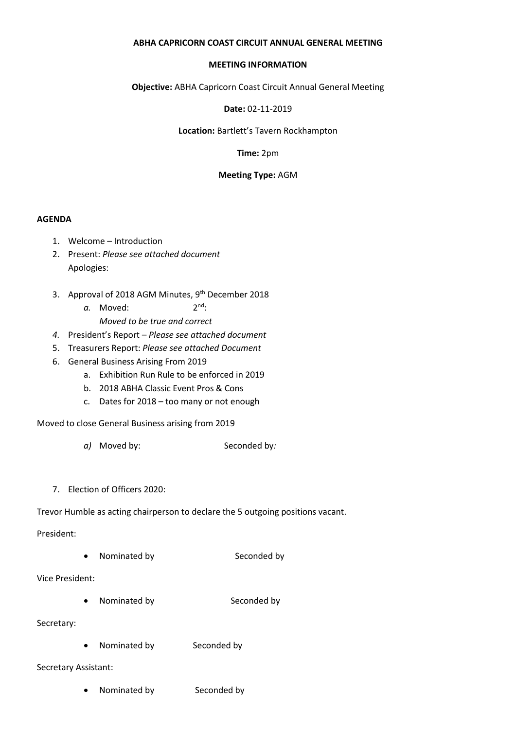**ABHA CAPRICORN COAST CIRCUIT ANNUAL GENERAL MEETING**

**MEETING INFORMATION**

**Objective:** ABHA Capricorn Coast Circuit Annual General Meeting

**Date:** 02-11-2019

**Location:** Bartlett's Tavern Rockhampton

**Time:** 2pm

**Meeting Type:** AGM

**AGENDA**

1. Welcome – Introduction
2. Present: *Please see attached document*
   Apologies:
3. Approval of 2018 AGM Minutes, 9th December 2018
   a. Moved: 2nd:
      *Moved to be true and correct*
4. President's Report – *Please see attached document*
5. Treasurers Report: *Please see attached Document*
6. General Business Arising From 2019
   a. Exhibition Run Rule to be enforced in 2019
   b. 2018 ABHA Classic Event Pros & Cons
   c. Dates for 2018 – too many or not enough

Moved to close General Business arising from 2019

   a) Moved by: Seconded by:

7. Election of Officers 2020:

Trevor Humble as acting chairperson to declare the 5 outgoing positions vacant.

President:

- Nominated by Seconded by

Vice President:

- Nominated by Seconded by

Secretary:

- Nominated by Seconded by

Secretary Assistant:

- Nominated by Seconded by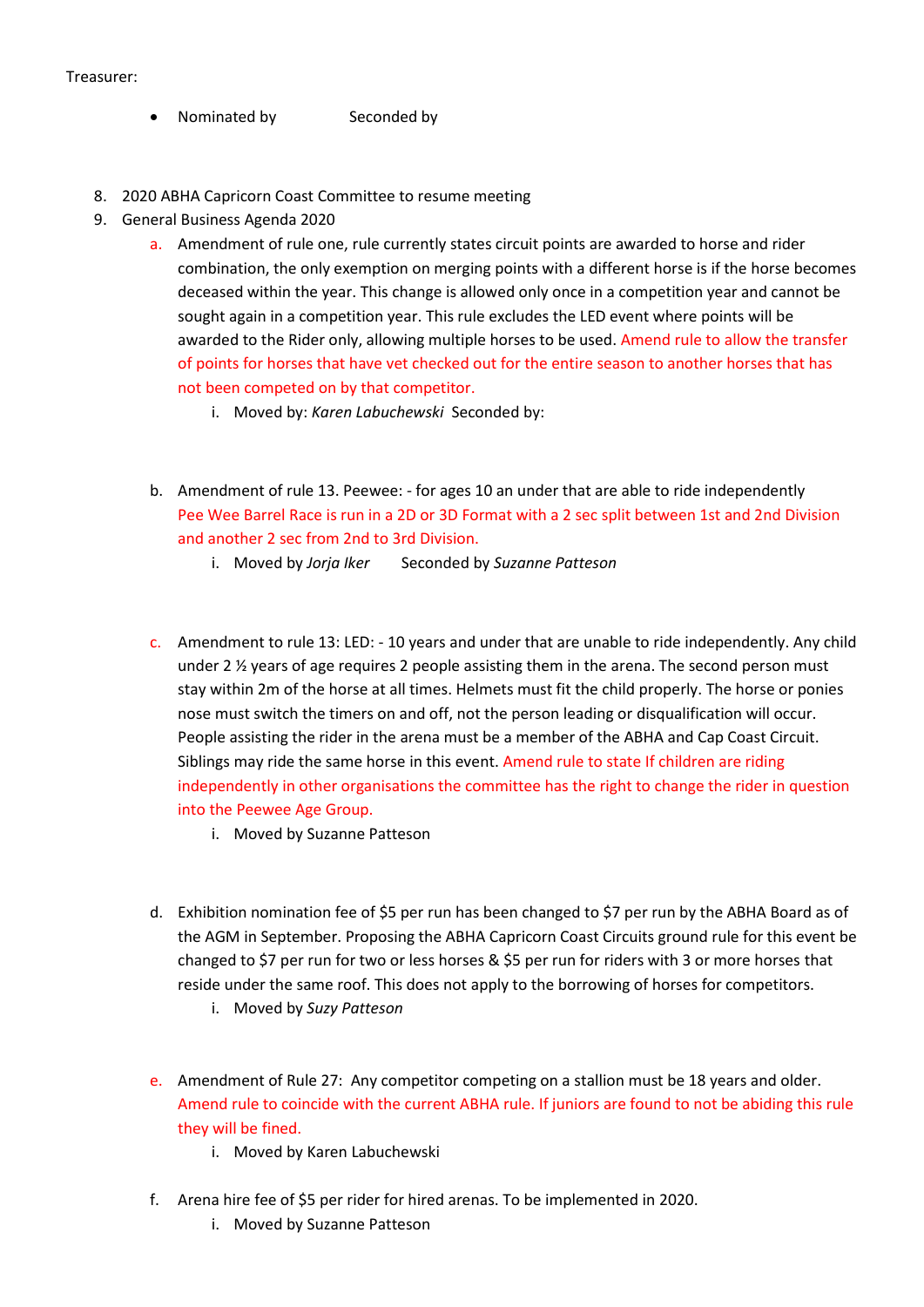Treasurer:

- Nominated by Seconded by

8. 2020 ABHA Capricorn Coast Committee to resume meeting
9. General Business Agenda 2020
    a. Amendment of rule one, rule currently states circuit points are awarded to horse and rider combination, the only exemption on merging points with a different horse is if the horse becomes deceased within the year. This change is allowed only once in a competition year and cannot be sought again in a competition year. This rule excludes the LED event where points will be awarded to the Rider only, allowing multiple horses to be used. Amend rule to allow the transfer of points for horses that have vet checked out for the entire season to another horses that has not been competed on by that competitor.
        i. Moved by: *Karen Labuchewski* Seconded by:

    b. Amendment of rule 13. Peewee: - for ages 10 an under that are able to ride independently Pee Wee Barrel Race is run in a 2D or 3D Format with a 2 sec split between 1st and 2nd Division and another 2 sec from 2nd to 3rd Division.
        i. Moved by *Jorja Iker* Seconded by *Suzanne Patteson*

    c. Amendment to rule 13: LED: - 10 years and under that are unable to ride independently. Any child under 2 ½ years of age requires 2 people assisting them in the arena. The second person must stay within 2m of the horse at all times. Helmets must fit the child properly. The horse or ponies nose must switch the timers on and off, not the person leading or disqualification will occur. People assisting the rider in the arena must be a member of the ABHA and Cap Coast Circuit. Siblings may ride the same horse in this event. Amend rule to state If children are riding independently in other organisations the committee has the right to change the rider in question into the Peewee Age Group.
        i. Moved by Suzanne Patteson

    d. Exhibition nomination fee of $5 per run has been changed to $7 per run by the ABHA Board as of the AGM in September. Proposing the ABHA Capricorn Coast Circuits ground rule for this event be changed to $7 per run for two or less horses & $5 per run for riders with 3 or more horses that reside under the same roof. This does not apply to the borrowing of horses for competitors.
        i. Moved by *Suzy Patteson*

    e. Amendment of Rule 27: Any competitor competing on a stallion must be 18 years and older. Amend rule to coincide with the current ABHA rule. If juniors are found to not be abiding this rule they will be fined.
        i. Moved by Karen Labuchewski

    f. Arena hire fee of $5 per rider for hired arenas. To be implemented in 2020.
        i. Moved by Suzanne Patteson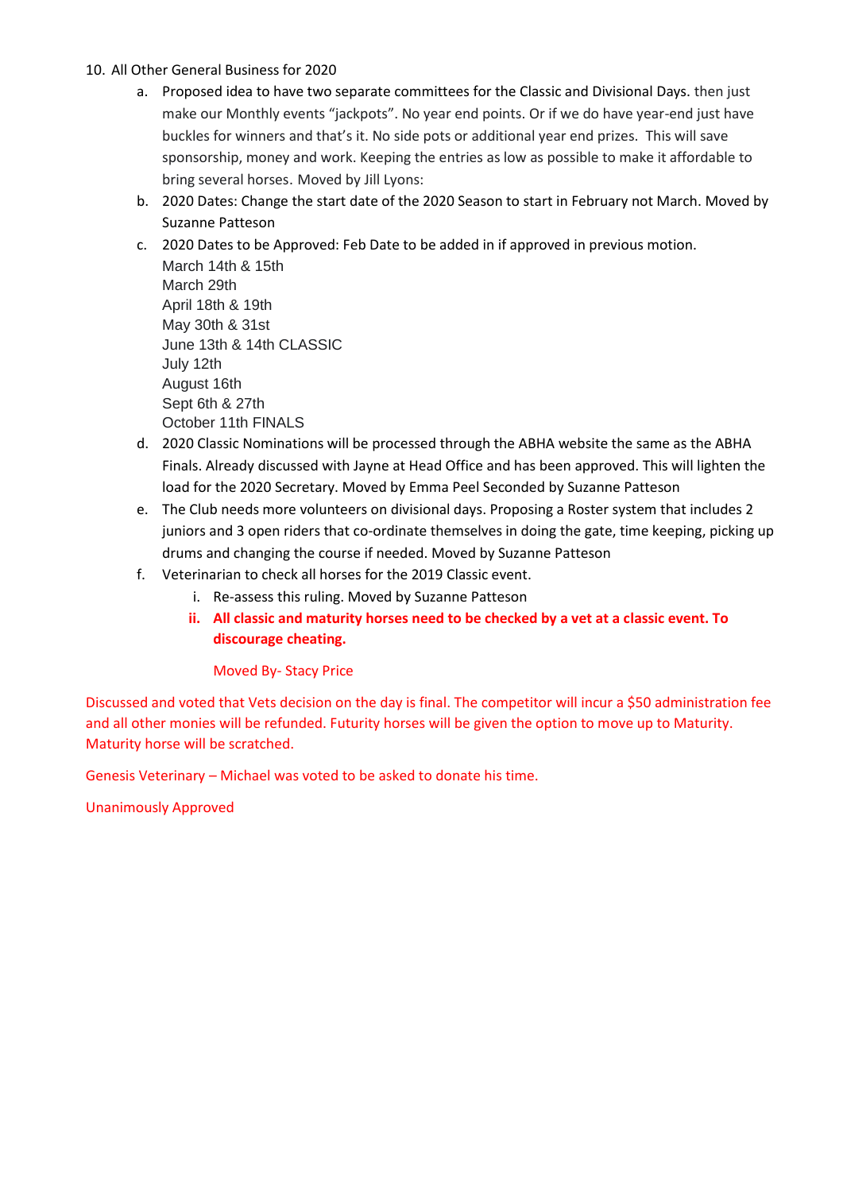10. All Other General Business for 2020
    a. Proposed idea to have two separate committees for the Classic and Divisional Days. then just make our Monthly events "jackpots". No year end points. Or if we do have year-end just have buckles for winners and that's it. No side pots or additional year end prizes. This will save sponsorship, money and work. Keeping the entries as low as possible to make it affordable to bring several horses. Moved by Jill Lyons:
    b. 2020 Dates: Change the start date of the 2020 Season to start in February not March. Moved by Suzanne Patteson
    c. 2020 Dates to be Approved: Feb Date to be added in if approved in previous motion.
       March 14th & 15th
       March 29th
       April 18th & 19th
       May 30th & 31st
       June 13th & 14th CLASSIC
       July 12th
       August 16th
       Sept 6th & 27th
       October 11th FINALS
    d. 2020 Classic Nominations will be processed through the ABHA website the same as the ABHA Finals. Already discussed with Jayne at Head Office and has been approved. This will lighten the load for the 2020 Secretary. Moved by Emma Peel Seconded by Suzanne Patteson
    e. The Club needs more volunteers on divisional days. Proposing a Roster system that includes 2 juniors and 3 open riders that co-ordinate themselves in doing the gate, time keeping, picking up drums and changing the course if needed. Moved by Suzanne Patteson
    f. Veterinarian to check all horses for the 2019 Classic event.
        i. Re-assess this ruling. Moved by Suzanne Patteson
        ii. **All classic and maturity horses need to be checked by a vet at a classic event. To discourage cheating.**

           Moved By- Stacy Price

Discussed and voted that Vets decision on the day is final. The competitor will incur a $50 administration fee and all other monies will be refunded. Futurity horses will be given the option to move up to Maturity. Maturity horse will be scratched.

Genesis Veterinary – Michael was voted to be asked to donate his time.

Unanimously Approved